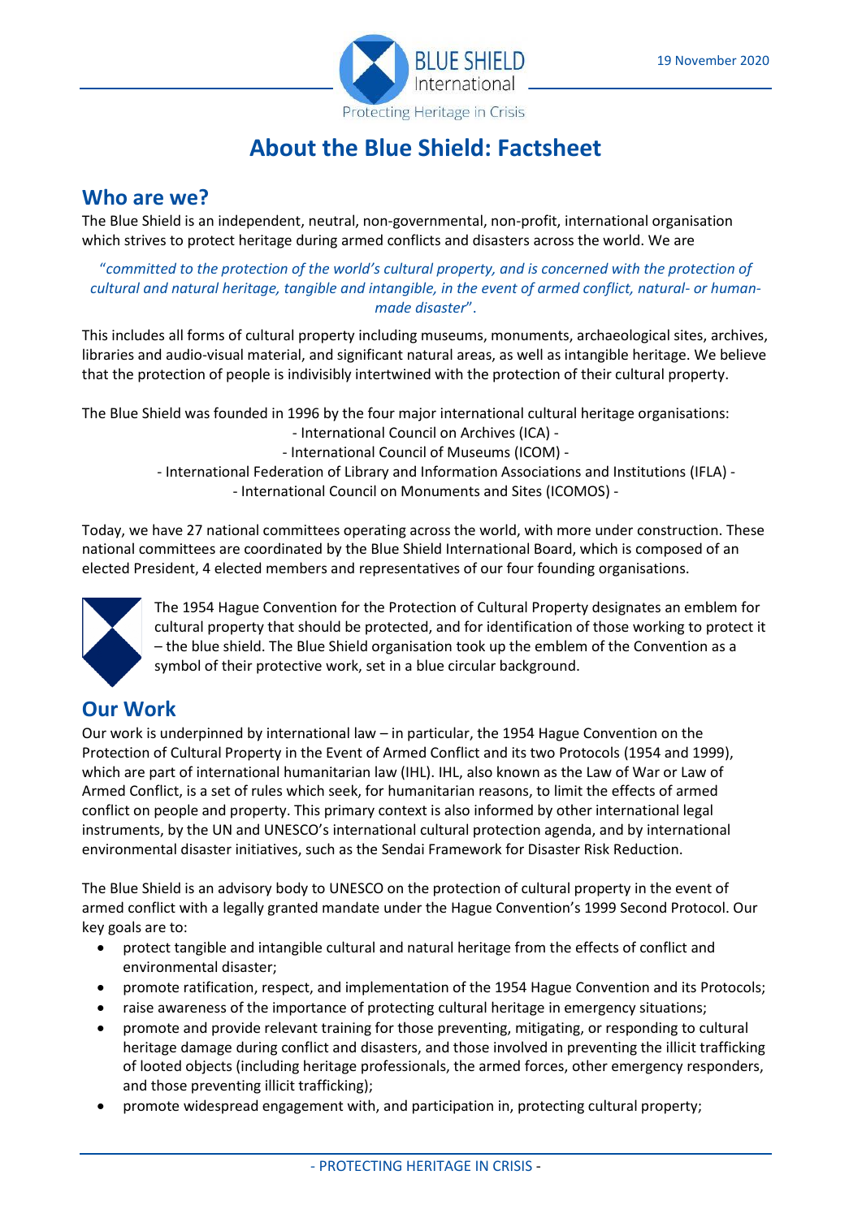19 November 2020

# About the Blue Shield: Factsheet

## Who are we?

The Blue Shield is an independent, neutral, non-governmental, non-profit, international organisation which strives to protect heritage during armed conflicts and disasters across the world. We are

> "*committed to the protection of the world's cultural property, and is concerned with the protection of cultural and natural heritage, tangible and intangible, in the event of armed conflict, natural- or human-made disaster*".

This includes all forms of cultural property including museums, monuments, archaeological sites, archives, libraries and audio-visual material, and significant natural areas, as well as intangible heritage. We believe that the protection of people is indivisibly intertwined with the protection of their cultural property.

The Blue Shield was founded in 1996 by the four major international cultural heritage organisations:

- International Council on Archives (ICA) -
- International Council of Museums (ICOM) -
- International Federation of Library and Information Associations and Institutions (IFLA) -
- International Council on Monuments and Sites (ICOMOS) -

Today, we have 27 national committees operating across the world, with more under construction. These national committees are coordinated by the Blue Shield International Board, which is composed of an elected President, 4 elected members and representatives of our four founding organisations.

The 1954 Hague Convention for the Protection of Cultural Property designates an emblem for cultural property that should be protected, and for identification of those working to protect it – the blue shield. The Blue Shield organisation took up the emblem of the Convention as a symbol of their protective work, set in a blue circular background.

## Our Work

Our work is underpinned by international law – in particular, the 1954 Hague Convention on the Protection of Cultural Property in the Event of Armed Conflict and its two Protocols (1954 and 1999), which are part of international humanitarian law (IHL). IHL, also known as the Law of War or Law of Armed Conflict, is a set of rules which seek, for humanitarian reasons, to limit the effects of armed conflict on people and property. This primary context is also informed by other international legal instruments, by the UN and UNESCO's international cultural protection agenda, and by international environmental disaster initiatives, such as the Sendai Framework for Disaster Risk Reduction.

The Blue Shield is an advisory body to UNESCO on the protection of cultural property in the event of armed conflict with a legally granted mandate under the Hague Convention's 1999 Second Protocol. Our key goals are to:

- protect tangible and intangible cultural and natural heritage from the effects of conflict and environmental disaster;
- promote ratification, respect, and implementation of the 1954 Hague Convention and its Protocols;
- raise awareness of the importance of protecting cultural heritage in emergency situations;
- promote and provide relevant training for those preventing, mitigating, or responding to cultural heritage damage during conflict and disasters, and those involved in preventing the illicit trafficking of looted objects (including heritage professionals, the armed forces, other emergency responders, and those preventing illicit trafficking);
- promote widespread engagement with, and participation in, protecting cultural property;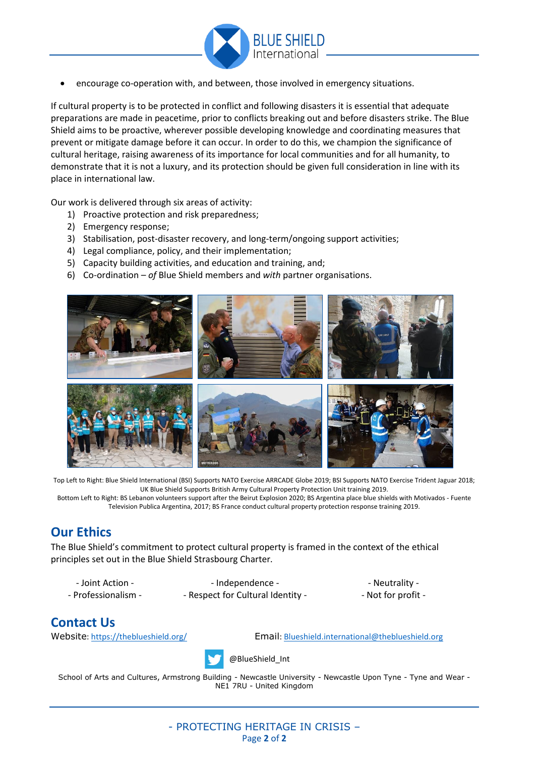- encourage co-operation with, and between, those involved in emergency situations.

If cultural property is to be protected in conflict and following disasters it is essential that adequate preparations are made in peacetime, prior to conflicts breaking out and before disasters strike. The Blue Shield aims to be proactive, wherever possible developing knowledge and coordinating measures that prevent or mitigate damage before it can occur. In order to do this, we champion the significance of cultural heritage, raising awareness of its importance for local communities and for all humanity, to demonstrate that it is not a luxury, and its protection should be given full consideration in line with its place in international law.

Our work is delivered through six areas of activity:

1) Proactive protection and risk preparedness;
2) Emergency response;
3) Stabilisation, post-disaster recovery, and long-term/ongoing support activities;
4) Legal compliance, policy, and their implementation;
5) Capacity building activities, and education and training, and;
6) Co-ordination – *of* Blue Shield members and *with* partner organisations.

Top Left to Right: Blue Shield International (BSI) Supports NATO Exercise ARRCADE Globe 2019; BSI Supports NATO Exercise Trident Jaguar 2018; UK Blue Shield Supports British Army Cultural Property Protection Unit training 2019.
Bottom Left to Right: BS Lebanon volunteers support after the Beirut Explosion 2020; BS Argentina place blue shields with Motivados - Fuente Television Publica Argentina, 2017; BS France conduct cultural property protection response training 2019.

## Our Ethics

The Blue Shield's commitment to protect cultural property is framed in the context of the ethical principles set out in the Blue Shield Strasbourg Charter.

- Joint Action - - Independence - - Neutrality -
- Professionalism - - Respect for Cultural Identity - - Not for profit -

## Contact Us

Website: https://theblueshield.org/

Email: Blueshield.international@theblueshield.org

@BlueShield_Int

School of Arts and Cultures, Armstrong Building - Newcastle University - Newcastle Upon Tyne - Tyne and Wear - NE1 7RU - United Kingdom

- PROTECTING HERITAGE IN CRISIS –